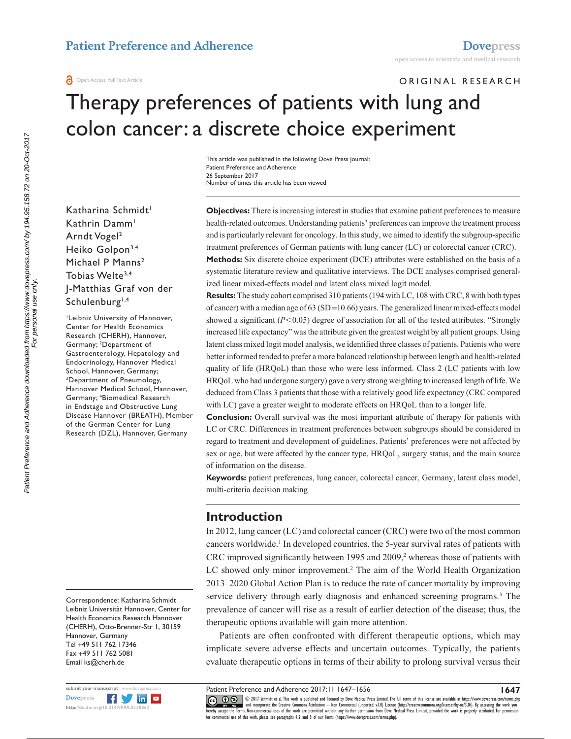Open Access Full Text Article

ORIGINAL RESEARCH

# Therapy preferences of patients with lung and colon cancer: a discrete choice experiment

This article was published in the following Dove Press journal:
Patient Preference and Adherence
26 September 2017
Number of times this article has been viewed

Katharina Schmidt[1]
Kathrin Damm[1]
Arndt Vogel[2]
Heiko Golpon[3,4]
Michael P Manns[2]
Tobias Welte[3,4]
J-Matthias Graf von der Schulenburg[1,4]

[1]Leibniz University of Hannover, Center for Health Economics Research (CHERH), Hannover, Germany; [2]Department of Gastroenterology, Hepatology and Endocrinology, Hannover Medical School, Hannover, Germany; [3]Department of Pneumology, Hannover Medical School, Hannover, Germany; [4]Biomedical Research in Endstage and Obstructive Lung Disease Hannover (BREATH), Member of the German Center for Lung Research (DZL), Hannover, Germany

**Objectives:** There is increasing interest in studies that examine patient preferences to measure health-related outcomes. Understanding patients' preferences can improve the treatment process and is particularly relevant for oncology. In this study, we aimed to identify the subgroup-specific treatment preferences of German patients with lung cancer (LC) or colorectal cancer (CRC).

**Methods:** Six discrete choice experiment (DCE) attributes were established on the basis of a systematic literature review and qualitative interviews. The DCE analyses comprised generalized linear mixed-effects model and latent class mixed logit model.

**Results:** The study cohort comprised 310 patients (194 with LC, 108 with CRC, 8 with both types of cancer) with a median age of 63 (SD =10.66) years. The generalized linear mixed-effects model showed a significant ($P<0.05$) degree of association for all of the tested attributes. "Strongly increased life expectancy" was the attribute given the greatest weight by all patient groups. Using latent class mixed logit model analysis, we identified three classes of patients. Patients who were better informed tended to prefer a more balanced relationship between length and health-related quality of life (HRQoL) than those who were less informed. Class 2 (LC patients with low HRQoL who had undergone surgery) gave a very strong weighting to increased length of life. We deduced from Class 3 patients that those with a relatively good life expectancy (CRC compared with LC) gave a greater weight to moderate effects on HRQoL than to a longer life.

**Conclusion:** Overall survival was the most important attribute of therapy for patients with LC or CRC. Differences in treatment preferences between subgroups should be considered in regard to treatment and development of guidelines. Patients' preferences were not affected by sex or age, but were affected by the cancer type, HRQoL, surgery status, and the main source of information on the disease.

**Keywords:** patient preferences, lung cancer, colorectal cancer, Germany, latent class model, multi-criteria decision making

## Introduction

In 2012, lung cancer (LC) and colorectal cancer (CRC) were two of the most common cancers worldwide.[1] In developed countries, the 5-year survival rates of patients with CRC improved significantly between 1995 and 2009,[2] whereas those of patients with LC showed only minor improvement.[2] The aim of the World Health Organization 2013–2020 Global Action Plan is to reduce the rate of cancer mortality by improving service delivery through early diagnosis and enhanced screening programs.[3] The prevalence of cancer will rise as a result of earlier detection of the disease; thus, the therapeutic options available will gain more attention.

Patients are often confronted with different therapeutic options, which may implicate severe adverse effects and uncertain outcomes. Typically, the patients evaluate therapeutic options in terms of their ability to prolong survival versus their

Correspondence: Katharina Schmidt
Leibniz Universität Hannover, Center for Health Economics Research Hannover (CHERH), Otto-Brenner-Str 1, 30159 Hannover, Germany
Tel +49 511 762 17346
Fax +49 511 762 5081
Email ks@cherh.de

© 2017 Schmidt et al. This work is published and licensed by Dove Medical Press Limited. The full terms of this license are available at https://www.dovepress.com/terms.php and incorporate the Creative Commons Attribution – Non Commercial (unported, v3.0) License (http://creativecommons.org/licenses/by-nc/3.0/). By accessing the work you hereby accept the Terms. Non-commercial uses of the work are permitted without any further permission from Dove Medical Press Limited, provided the work is properly attributed. For permission for commercial use of this work, please see paragraphs 4.2 and 5 of our Terms (https://www.dovepress.com/terms.php).

http://dx.doi.org/10.2147/PPA.S138863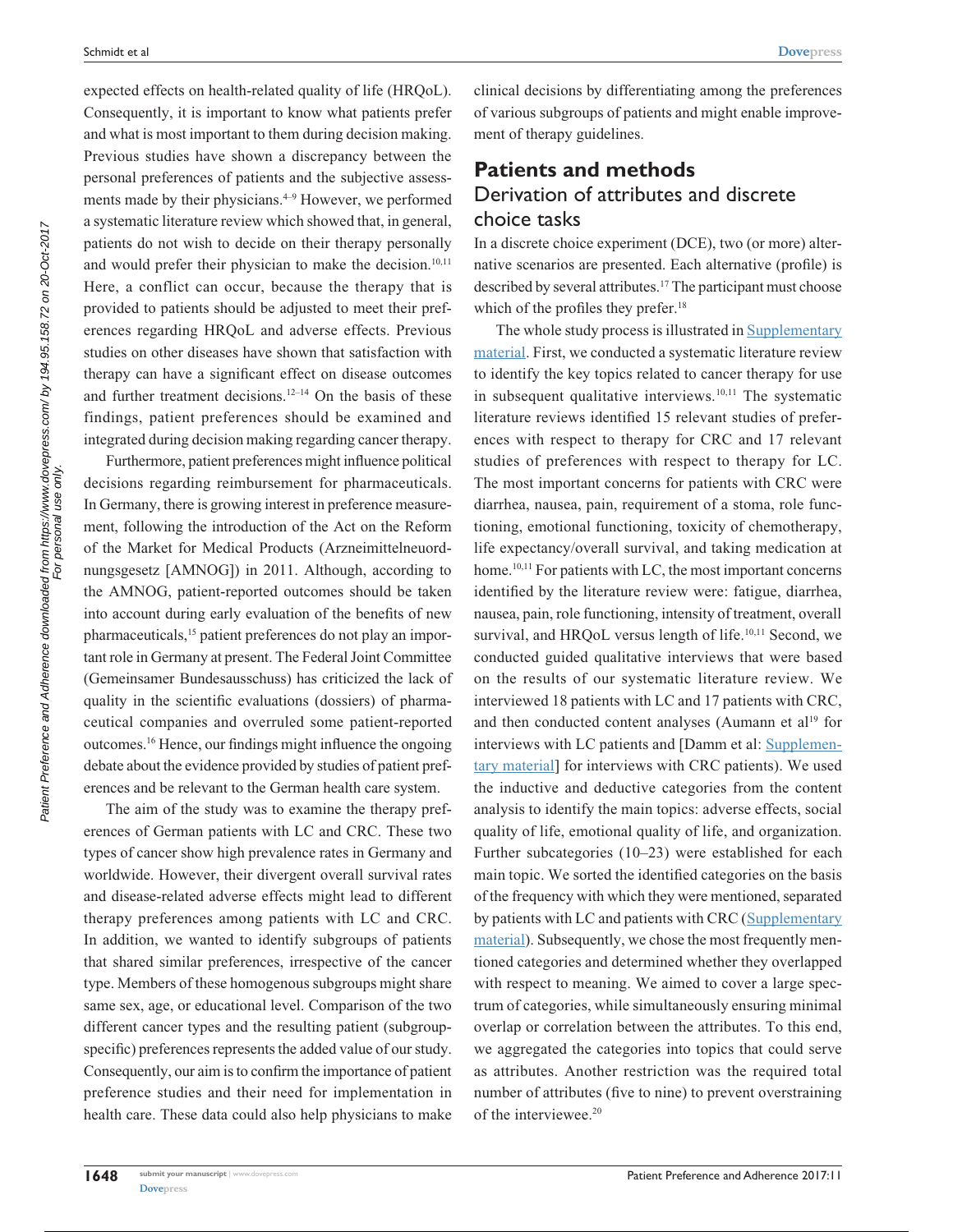expected effects on health-related quality of life (HRQoL). Consequently, it is important to know what patients prefer and what is most important to them during decision making. Previous studies have shown a discrepancy between the personal preferences of patients and the subjective assessments made by their physicians.[4–9] However, we performed a systematic literature review which showed that, in general, patients do not wish to decide on their therapy personally and would prefer their physician to make the decision.[10,11] Here, a conflict can occur, because the therapy that is provided to patients should be adjusted to meet their preferences regarding HRQoL and adverse effects. Previous studies on other diseases have shown that satisfaction with therapy can have a significant effect on disease outcomes and further treatment decisions.[12–14] On the basis of these findings, patient preferences should be examined and integrated during decision making regarding cancer therapy.

Furthermore, patient preferences might influence political decisions regarding reimbursement for pharmaceuticals. In Germany, there is growing interest in preference measurement, following the introduction of the Act on the Reform of the Market for Medical Products (Arzneimittelneuordnungsgesetz [AMNOG]) in 2011. Although, according to the AMNOG, patient-reported outcomes should be taken into account during early evaluation of the benefits of new pharmaceuticals,[15] patient preferences do not play an important role in Germany at present. The Federal Joint Committee (Gemeinsamer Bundesausschuss) has criticized the lack of quality in the scientific evaluations (dossiers) of pharmaceutical companies and overruled some patient-reported outcomes.[16] Hence, our findings might influence the ongoing debate about the evidence provided by studies of patient preferences and be relevant to the German health care system.

The aim of the study was to examine the therapy preferences of German patients with LC and CRC. These two types of cancer show high prevalence rates in Germany and worldwide. However, their divergent overall survival rates and disease-related adverse effects might lead to different therapy preferences among patients with LC and CRC. In addition, we wanted to identify subgroups of patients that shared similar preferences, irrespective of the cancer type. Members of these homogenous subgroups might share same sex, age, or educational level. Comparison of the two different cancer types and the resulting patient (subgroup-specific) preferences represents the added value of our study. Consequently, our aim is to confirm the importance of patient preference studies and their need for implementation in health care. These data could also help physicians to make clinical decisions by differentiating among the preferences of various subgroups of patients and might enable improvement of therapy guidelines.

## Patients and methods

### Derivation of attributes and discrete choice tasks

In a discrete choice experiment (DCE), two (or more) alternative scenarios are presented. Each alternative (profile) is described by several attributes.[17] The participant must choose which of the profiles they prefer.[18]

The whole study process is illustrated in Supplementary material. First, we conducted a systematic literature review to identify the key topics related to cancer therapy for use in subsequent qualitative interviews.[10,11] The systematic literature reviews identified 15 relevant studies of preferences with respect to therapy for CRC and 17 relevant studies of preferences with respect to therapy for LC. The most important concerns for patients with CRC were diarrhea, nausea, pain, requirement of a stoma, role functioning, emotional functioning, toxicity of chemotherapy, life expectancy/overall survival, and taking medication at home.[10,11] For patients with LC, the most important concerns identified by the literature review were: fatigue, diarrhea, nausea, pain, role functioning, intensity of treatment, overall survival, and HRQoL versus length of life.[10,11] Second, we conducted guided qualitative interviews that were based on the results of our systematic literature review. We interviewed 18 patients with LC and 17 patients with CRC, and then conducted content analyses (Aumann et al[19] for interviews with LC patients and [Damm et al: Supplementary material] for interviews with CRC patients). We used the inductive and deductive categories from the content analysis to identify the main topics: adverse effects, social quality of life, emotional quality of life, and organization. Further subcategories (10–23) were established for each main topic. We sorted the identified categories on the basis of the frequency with which they were mentioned, separated by patients with LC and patients with CRC (Supplementary material). Subsequently, we chose the most frequently mentioned categories and determined whether they overlapped with respect to meaning. We aimed to cover a large spectrum of categories, while simultaneously ensuring minimal overlap or correlation between the attributes. To this end, we aggregated the categories into topics that could serve as attributes. Another restriction was the required total number of attributes (five to nine) to prevent overstraining of the interviewee.[20]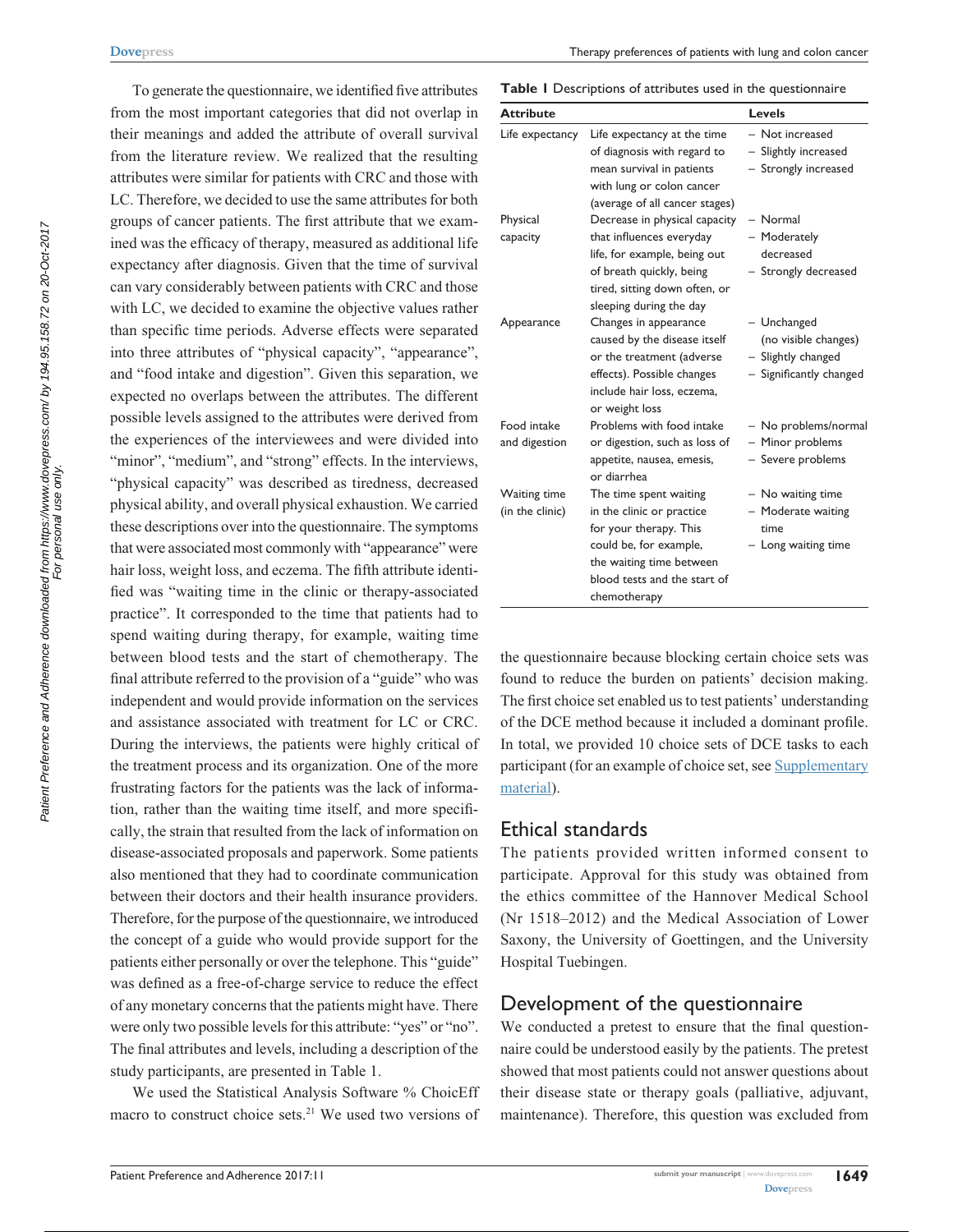To generate the questionnaire, we identified five attributes from the most important categories that did not overlap in their meanings and added the attribute of overall survival from the literature review. We realized that the resulting attributes were similar for patients with CRC and those with LC. Therefore, we decided to use the same attributes for both groups of cancer patients. The first attribute that we examined was the efficacy of therapy, measured as additional life expectancy after diagnosis. Given that the time of survival can vary considerably between patients with CRC and those with LC, we decided to examine the objective values rather than specific time periods. Adverse effects were separated into three attributes of "physical capacity", "appearance", and "food intake and digestion". Given this separation, we expected no overlaps between the attributes. The different possible levels assigned to the attributes were derived from the experiences of the interviewees and were divided into "minor", "medium", and "strong" effects. In the interviews, "physical capacity" was described as tiredness, decreased physical ability, and overall physical exhaustion. We carried these descriptions over into the questionnaire. The symptoms that were associated most commonly with "appearance" were hair loss, weight loss, and eczema. The fifth attribute identified was "waiting time in the clinic or therapy-associated practice". It corresponded to the time that patients had to spend waiting during therapy, for example, waiting time between blood tests and the start of chemotherapy. The final attribute referred to the provision of a "guide" who was independent and would provide information on the services and assistance associated with treatment for LC or CRC. During the interviews, the patients were highly critical of the treatment process and its organization. One of the more frustrating factors for the patients was the lack of information, rather than the waiting time itself, and more specifically, the strain that resulted from the lack of information on disease-associated proposals and paperwork. Some patients also mentioned that they had to coordinate communication between their doctors and their health insurance providers. Therefore, for the purpose of the questionnaire, we introduced the concept of a guide who would provide support for the patients either personally or over the telephone. This "guide" was defined as a free-of-charge service to reduce the effect of any monetary concerns that the patients might have. There were only two possible levels for this attribute: "yes" or "no". The final attributes and levels, including a description of the study participants, are presented in Table 1.

We used the Statistical Analysis Software % ChoicEff macro to construct choice sets.[21] We used two versions of the questionnaire because blocking certain choice sets was found to reduce the burden on patients' decision making. The first choice set enabled us to test patients' understanding of the DCE method because it included a dominant profile. In total, we provided 10 choice sets of DCE tasks to each participant (for an example of choice set, see Supplementary material).

**Table 1** Descriptions of attributes used in the questionnaire

| Attribute | | Levels |
|---|---|---|
| Life expectancy | Life expectancy at the time of diagnosis with regard to mean survival in patients with lung or colon cancer (average of all cancer stages) | – Not increased<br>– Slightly increased<br>– Strongly increased |
| Physical capacity | Decrease in physical capacity that influences everyday life, for example, being out of breath quickly, being tired, sitting down often, or sleeping during the day | – Normal<br>– Moderately decreased<br>– Strongly decreased |
| Appearance | Changes in appearance caused by the disease itself or the treatment (adverse effects). Possible changes include hair loss, eczema, or weight loss | – Unchanged (no visible changes)<br>– Slightly changed<br>– Significantly changed |
| Food intake and digestion | Problems with food intake or digestion, such as loss of appetite, nausea, emesis, or diarrhea | – No problems/normal<br>– Minor problems<br>– Severe problems |
| Waiting time (in the clinic) | The time spent waiting in the clinic or practice for your therapy. This could be, for example, the waiting time between blood tests and the start of chemotherapy | – No waiting time<br>– Moderate waiting time<br>– Long waiting time |

## Ethical standards

The patients provided written informed consent to participate. Approval for this study was obtained from the ethics committee of the Hannover Medical School (Nr 1518–2012) and the Medical Association of Lower Saxony, the University of Goettingen, and the University Hospital Tuebingen.

## Development of the questionnaire

We conducted a pretest to ensure that the final questionnaire could be understood easily by the patients. The pretest showed that most patients could not answer questions about their disease state or therapy goals (palliative, adjuvant, maintenance). Therefore, this question was excluded from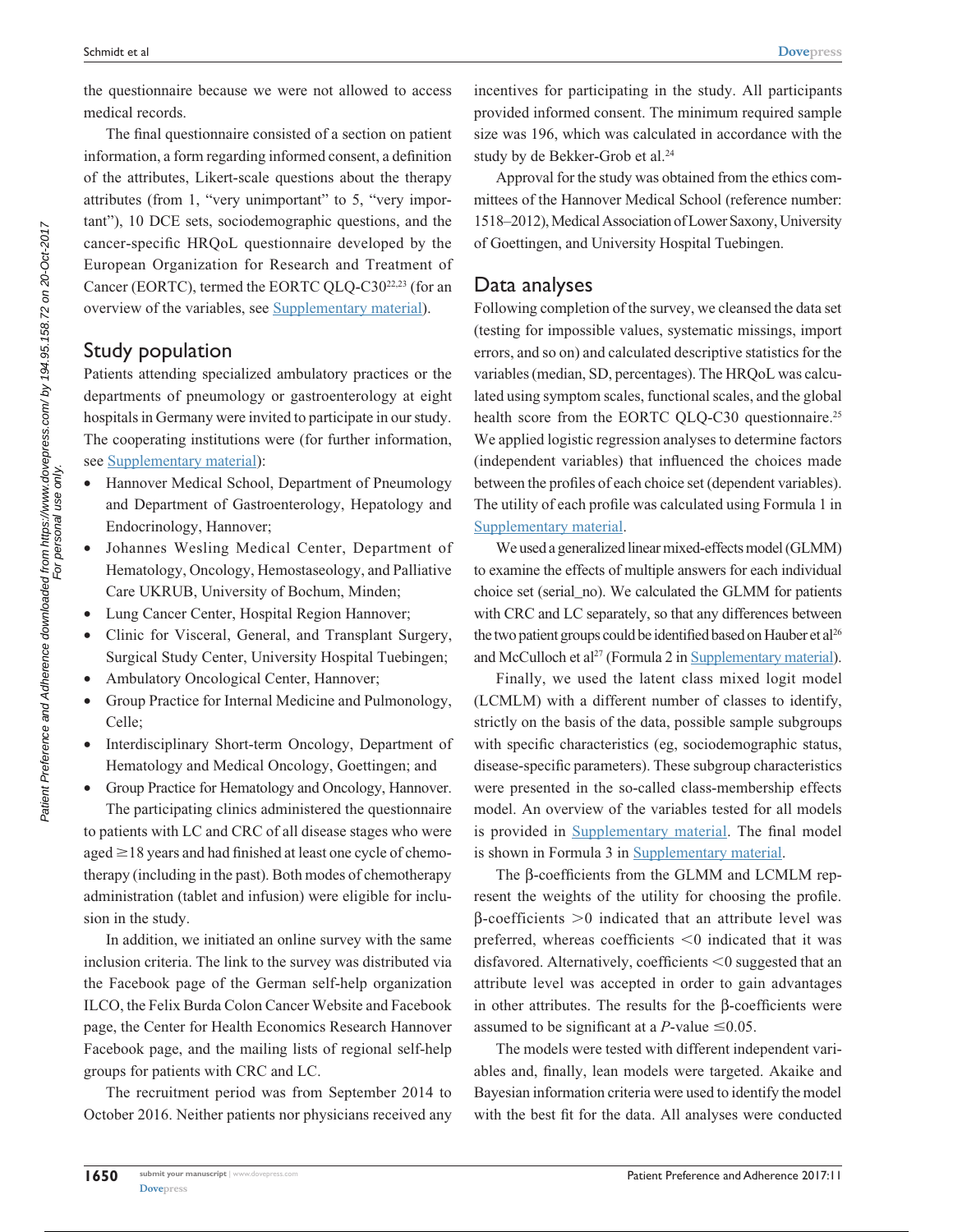the questionnaire because we were not allowed to access medical records.

The final questionnaire consisted of a section on patient information, a form regarding informed consent, a definition of the attributes, Likert-scale questions about the therapy attributes (from 1, "very unimportant" to 5, "very important"), 10 DCE sets, sociodemographic questions, and the cancer-specific HRQoL questionnaire developed by the European Organization for Research and Treatment of Cancer (EORTC), termed the EORTC QLQ-C30[22,23] (for an overview of the variables, see Supplementary material).

## Study population

Patients attending specialized ambulatory practices or the departments of pneumology or gastroenterology at eight hospitals in Germany were invited to participate in our study. The cooperating institutions were (for further information, see Supplementary material):

- Hannover Medical School, Department of Pneumology and Department of Gastroenterology, Hepatology and Endocrinology, Hannover;
- Johannes Wesling Medical Center, Department of Hematology, Oncology, Hemostaseology, and Palliative Care UKRUB, University of Bochum, Minden;
- Lung Cancer Center, Hospital Region Hannover;
- Clinic for Visceral, General, and Transplant Surgery, Surgical Study Center, University Hospital Tuebingen;
- Ambulatory Oncological Center, Hannover;
- Group Practice for Internal Medicine and Pulmonology, Celle;
- Interdisciplinary Short-term Oncology, Department of Hematology and Medical Oncology, Goettingen; and
- Group Practice for Hematology and Oncology, Hannover.

The participating clinics administered the questionnaire to patients with LC and CRC of all disease stages who were aged ≥18 years and had finished at least one cycle of chemotherapy (including in the past). Both modes of chemotherapy administration (tablet and infusion) were eligible for inclusion in the study.

In addition, we initiated an online survey with the same inclusion criteria. The link to the survey was distributed via the Facebook page of the German self-help organization ILCO, the Felix Burda Colon Cancer Website and Facebook page, the Center for Health Economics Research Hannover Facebook page, and the mailing lists of regional self-help groups for patients with CRC and LC.

The recruitment period was from September 2014 to October 2016. Neither patients nor physicians received any incentives for participating in the study. All participants provided informed consent. The minimum required sample size was 196, which was calculated in accordance with the study by de Bekker-Grob et al.[24]

Approval for the study was obtained from the ethics committees of the Hannover Medical School (reference number: 1518–2012), Medical Association of Lower Saxony, University of Goettingen, and University Hospital Tuebingen.

## Data analyses

Following completion of the survey, we cleansed the data set (testing for impossible values, systematic missings, import errors, and so on) and calculated descriptive statistics for the variables (median, SD, percentages). The HRQoL was calculated using symptom scales, functional scales, and the global health score from the EORTC QLQ-C30 questionnaire.[25] We applied logistic regression analyses to determine factors (independent variables) that influenced the choices made between the profiles of each choice set (dependent variables). The utility of each profile was calculated using Formula 1 in Supplementary material.

We used a generalized linear mixed-effects model (GLMM) to examine the effects of multiple answers for each individual choice set (serial_no). We calculated the GLMM for patients with CRC and LC separately, so that any differences between the two patient groups could be identified based on Hauber et al[26] and McCulloch et al[27] (Formula 2 in Supplementary material).

Finally, we used the latent class mixed logit model (LCMLM) with a different number of classes to identify, strictly on the basis of the data, possible sample subgroups with specific characteristics (eg, sociodemographic status, disease-specific parameters). These subgroup characteristics were presented in the so-called class-membership effects model. An overview of the variables tested for all models is provided in Supplementary material. The final model is shown in Formula 3 in Supplementary material.

The β-coefficients from the GLMM and LCMLM represent the weights of the utility for choosing the profile. β-coefficients $>0$ indicated that an attribute level was preferred, whereas coefficients $<0$ indicated that it was disfavored. Alternatively, coefficients $<0$ suggested that an attribute level was accepted in order to gain advantages in other attributes. The results for the β-coefficients were assumed to be significant at a $P$-value $\leq 0.05$.

The models were tested with different independent variables and, finally, lean models were targeted. Akaike and Bayesian information criteria were used to identify the model with the best fit for the data. All analyses were conducted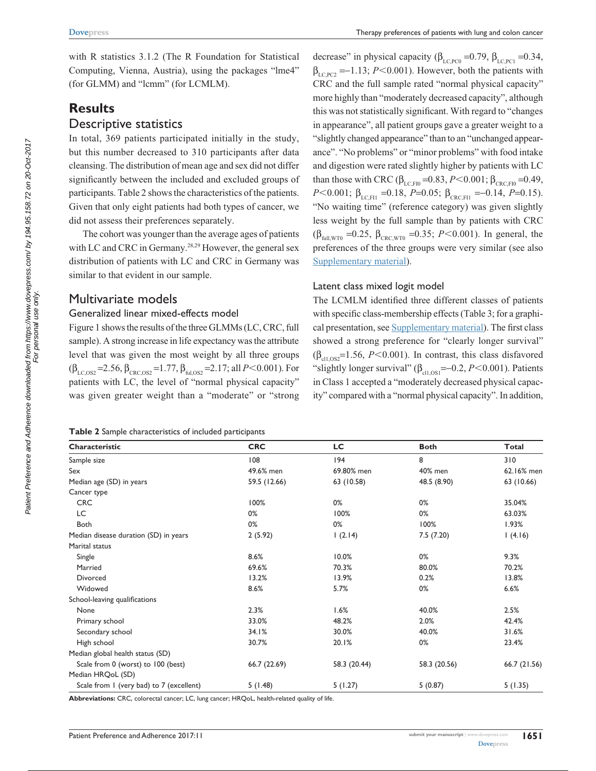with R statistics 3.1.2 (The R Foundation for Statistical Computing, Vienna, Austria), using the packages "lme4" (for GLMM) and "lcmm" (for LCMLM).

# Results

## Descriptive statistics

In total, 369 patients participated initially in the study, but this number decreased to 310 participants after data cleansing. The distribution of mean age and sex did not differ significantly between the included and excluded groups of participants. Table 2 shows the characteristics of the patients. Given that only eight patients had both types of cancer, we did not assess their preferences separately.

The cohort was younger than the average ages of patients with LC and CRC in Germany.[28,29] However, the general sex distribution of patients with LC and CRC in Germany was similar to that evident in our sample.

## Multivariate models

### Generalized linear mixed-effects model

Figure 1 shows the results of the three GLMMs (LC, CRC, full sample). A strong increase in life expectancy was the attribute level that was given the most weight by all three groups ($\beta_{LC,OS2}$=2.56, $\beta_{CRC,OS2}$=1.77, $\beta_{ful,OS2}$=2.17; all $P$<0.001). For patients with LC, the level of "normal physical capacity" was given greater weight than a "moderate" or "strong decrease" in physical capacity ($\beta_{LC,PC0}$ =0.79, $\beta_{LC,PC1}$ =0.34, $\beta_{LC,PC2}$ =–1.13; $P$<0.001). However, both the patients with CRC and the full sample rated "normal physical capacity" more highly than "moderately decreased capacity", although this was not statistically significant. With regard to "changes in appearance", all patient groups gave a greater weight to a "slightly changed appearance" than to an "unchanged appearance". "No problems" or "minor problems" with food intake and digestion were rated slightly higher by patients with LC than those with CRC ($\beta_{LC,FI0}$ =0.83, $P$<0.001; $\beta_{CRC,FI0}$ =0.49, $P$<0.001; $\beta_{LC,FI1}$ =0.18, $P$=0.05; $\beta_{CRC,FI1}$ =–0.14, $P$=0.15). "No waiting time" (reference category) was given slightly less weight by the full sample than by patients with CRC ($\beta_{full,WT0}$ =0.25, $\beta_{CRC,WT0}$ =0.35; $P$<0.001). In general, the preferences of the three groups were very similar (see also Supplementary material).

### Latent class mixed logit model

The LCMLM identified three different classes of patients with specific class-membership effects (Table 3; for a graphical presentation, see Supplementary material). The first class showed a strong preference for "clearly longer survival" ($\beta_{cl1,OS2}$=1.56, $P$<0.001). In contrast, this class disfavored "slightly longer survival" ($\beta_{cl1,OS1}$=–0.2, $P$<0.001). Patients in Class 1 accepted a "moderately decreased physical capacity" compared with a "normal physical capacity". In addition,

**Table 2** Sample characteristics of included participants

| Characteristic | CRC | LC | Both | Total |
|---|---|---|---|---|
| Sample size | 108 | 194 | 8 | 310 |
| Sex | 49.6% men | 69.80% men | 40% men | 62.16% men |
| Median age (SD) in years | 59.5 (12.66) | 63 (10.58) | 48.5 (8.90) | 63 (10.66) |
| Cancer type | | | | |
| CRC | 100% | 0% | 0% | 35.04% |
| LC | 0% | 100% | 0% | 63.03% |
| Both | 0% | 0% | 100% | 1.93% |
| Median disease duration (SD) in years | 2 (5.92) | 1 (2.14) | 7.5 (7.20) | 1 (4.16) |
| Marital status | | | | |
| Single | 8.6% | 10.0% | 0% | 9.3% |
| Married | 69.6% | 70.3% | 80.0% | 70.2% |
| Divorced | 13.2% | 13.9% | 0.2% | 13.8% |
| Widowed | 8.6% | 5.7% | 0% | 6.6% |
| School-leaving qualifications | | | | |
| None | 2.3% | 1.6% | 40.0% | 2.5% |
| Primary school | 33.0% | 48.2% | 2.0% | 42.4% |
| Secondary school | 34.1% | 30.0% | 40.0% | 31.6% |
| High school | 30.7% | 20.1% | 0% | 23.4% |
| Median global health status (SD) | | | | |
| Scale from 0 (worst) to 100 (best) | 66.7 (22.69) | 58.3 (20.44) | 58.3 (20.56) | 66.7 (21.56) |
| Median HRQoL (SD) | | | | |
| Scale from 1 (very bad) to 7 (excellent) | 5 (1.48) | 5 (1.27) | 5 (0.87) | 5 (1.35) |

**Abbreviations:** CRC, colorectal cancer; LC, lung cancer; HRQoL, health-related quality of life.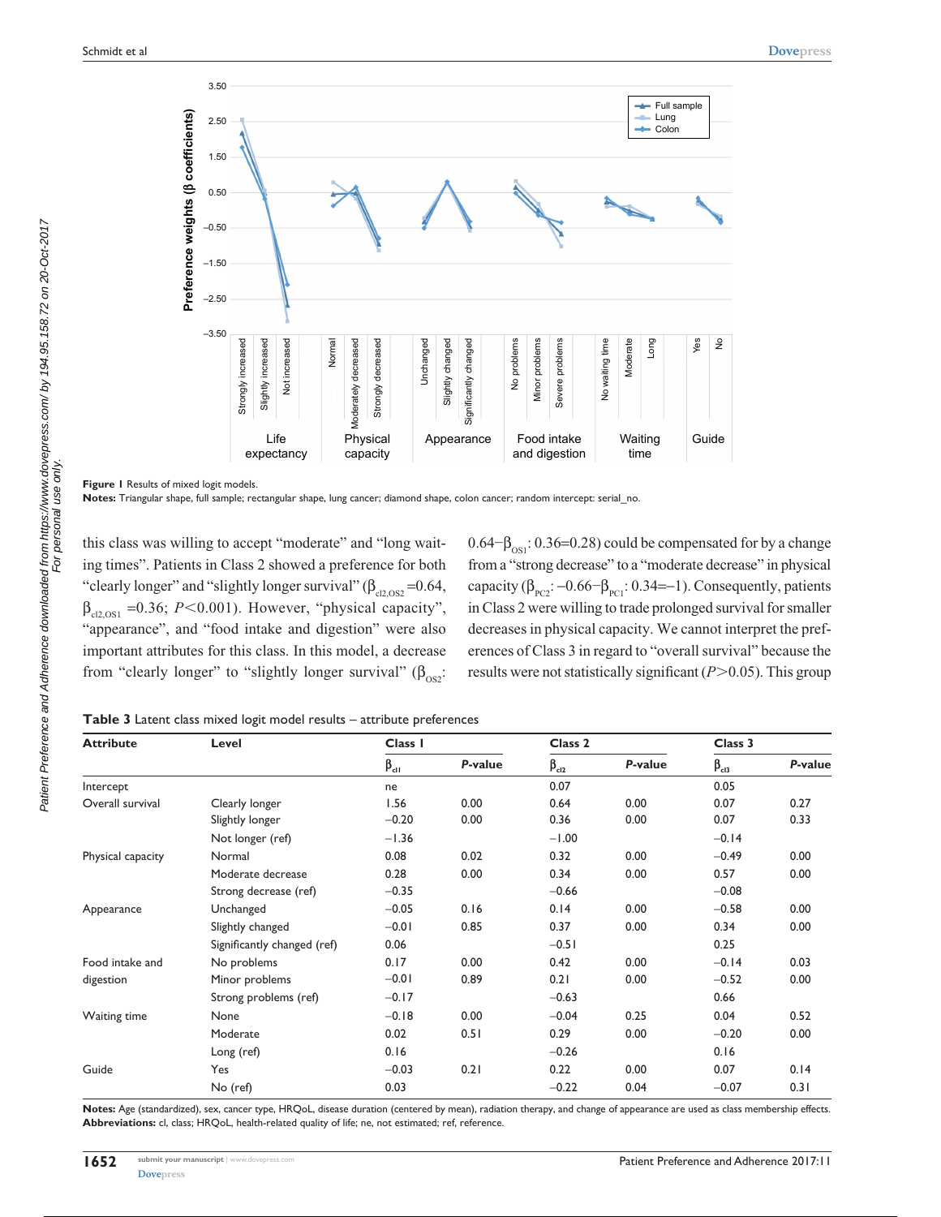**Figure 1** Results of mixed logit models.

**Notes:** Triangular shape, full sample; rectangular shape, lung cancer; diamond shape, colon cancer; random intercept: serial_no.

this class was willing to accept "moderate" and "long waiting times". Patients in Class 2 showed a preference for both "clearly longer" and "slightly longer survival" ($\beta_{cl2,OS2}$ =0.64, $\beta_{cl2,OS1}$ =0.36; $P<0.001$). However, "physical capacity", "appearance", and "food intake and digestion" were also important attributes for this class. In this model, a decrease from "clearly longer" to "slightly longer survival" ($\beta_{OS2}$: 0.64−$\beta_{OS1}$: 0.36=0.28) could be compensated for by a change from a "strong decrease" to a "moderate decrease" in physical capacity ($\beta_{PC2}$: −0.66−$\beta_{PC1}$: 0.34=−1). Consequently, patients in Class 2 were willing to trade prolonged survival for smaller decreases in physical capacity. We cannot interpret the preferences of Class 3 in regard to "overall survival" because the results were not statistically significant ($P>0.05$). This group

**Table 3** Latent class mixed logit model results – attribute preferences

| Attribute | Level | Class 1 | | Class 2 | | Class 3 | |
|---|---|---|---|---|---|---|---|
| | | $\beta_{cl1}$ | *P*-value | $\beta_{cl2}$ | *P*-value | $\beta_{cl3}$ | *P*-value |
| Intercept | | ne | | 0.07 | | 0.05 | |
| Overall survival | Clearly longer | 1.56 | 0.00 | 0.64 | 0.00 | 0.07 | 0.27 |
| | Slightly longer | −0.20 | 0.00 | 0.36 | 0.00 | 0.07 | 0.33 |
| | Not longer (ref) | −1.36 | | −1.00 | | −0.14 | |
| Physical capacity | Normal | 0.08 | 0.02 | 0.32 | 0.00 | −0.49 | 0.00 |
| | Moderate decrease | 0.28 | 0.00 | 0.34 | 0.00 | 0.57 | 0.00 |
| | Strong decrease (ref) | −0.35 | | −0.66 | | −0.08 | |
| Appearance | Unchanged | −0.05 | 0.16 | 0.14 | 0.00 | −0.58 | 0.00 |
| | Slightly changed | −0.01 | 0.85 | 0.37 | 0.00 | 0.34 | 0.00 |
| | Significantly changed (ref) | 0.06 | | −0.51 | | 0.25 | |
| Food intake and digestion | No problems | 0.17 | 0.00 | 0.42 | 0.00 | −0.14 | 0.03 |
| | Minor problems | −0.01 | 0.89 | 0.21 | 0.00 | −0.52 | 0.00 |
| | Strong problems (ref) | −0.17 | | −0.63 | | 0.66 | |
| Waiting time | None | −0.18 | 0.00 | −0.04 | 0.25 | 0.04 | 0.52 |
| | Moderate | 0.02 | 0.51 | 0.29 | 0.00 | −0.20 | 0.00 |
| | Long (ref) | 0.16 | | −0.26 | | 0.16 | |
| Guide | Yes | −0.03 | 0.21 | 0.22 | 0.00 | 0.07 | 0.14 |
| | No (ref) | 0.03 | | −0.22 | 0.04 | −0.07 | 0.31 |

**Notes:** Age (standardized), sex, cancer type, HRQoL, disease duration (centered by mean), radiation therapy, and change of appearance are used as class membership effects.
**Abbreviations:** cl, class; HRQoL, health-related quality of life; ne, not estimated; ref, reference.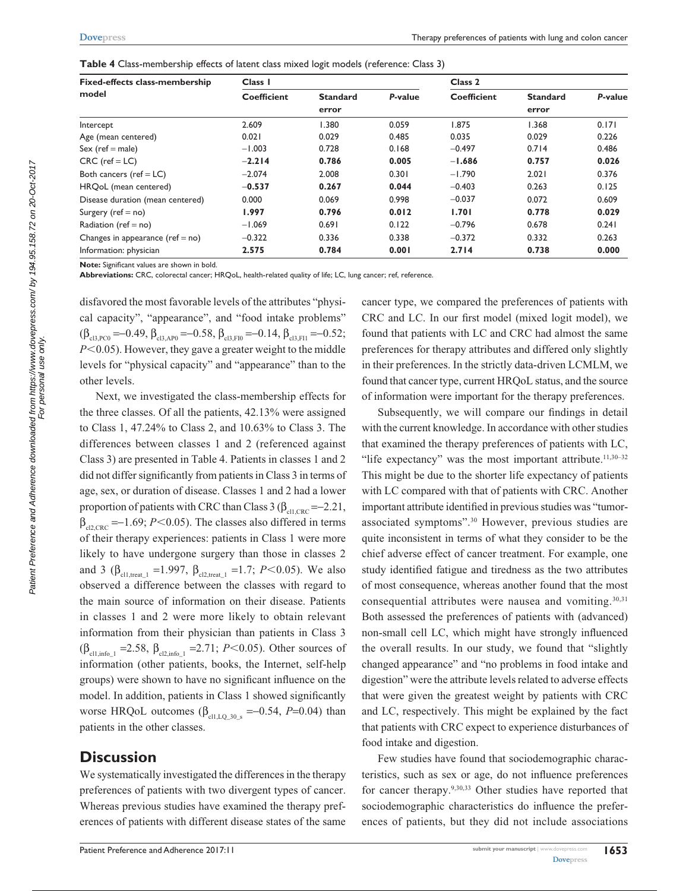**Table 4** Class-membership effects of latent class mixed logit models (reference: Class 3)

| Fixed-effects class-membership model | Class 1 | | | Class 2 | | |
|---|---|---|---|---|---|---|
| | Coefficient | Standard error | *P*-value | Coefficient | Standard error | *P*-value |
| Intercept | 2.609 | 1.380 | 0.059 | 1.875 | 1.368 | 0.171 |
| Age (mean centered) | 0.021 | 0.029 | 0.485 | 0.035 | 0.029 | 0.226 |
| Sex (ref = male) | −1.003 | 0.728 | 0.168 | −0.497 | 0.714 | 0.486 |
| CRC (ref = LC) | **−2.214** | **0.786** | **0.005** | **−1.686** | **0.757** | **0.026** |
| Both cancers (ref = LC) | −2.074 | 2.008 | 0.301 | −1.790 | 2.021 | 0.376 |
| HRQoL (mean centered) | **−0.537** | **0.267** | **0.044** | −0.403 | 0.263 | 0.125 |
| Disease duration (mean centered) | 0.000 | 0.069 | 0.998 | −0.037 | 0.072 | 0.609 |
| Surgery (ref = no) | **1.997** | **0.796** | **0.012** | **1.701** | **0.778** | **0.029** |
| Radiation (ref = no) | −1.069 | 0.691 | 0.122 | −0.796 | 0.678 | 0.241 |
| Changes in appearance (ref = no) | −0.322 | 0.336 | 0.338 | −0.372 | 0.332 | 0.263 |
| Information: physician | **2.575** | **0.784** | **0.001** | **2.714** | **0.738** | **0.000** |

**Note:** Significant values are shown in bold.
**Abbreviations:** CRC, colorectal cancer; HRQoL, health-related quality of life; LC, lung cancer; ref, reference.

disfavored the most favorable levels of the attributes "physical capacity", "appearance", and "food intake problems" ($\beta_{cl3,PC0}$ =−0.49, $\beta_{cl3,AP0}$ =−0.58, $\beta_{cl3,FI0}$ =−0.14, $\beta_{cl3,FI1}$ =−0.52; $P<0.05$). However, they gave a greater weight to the middle levels for "physical capacity" and "appearance" than to the other levels.

Next, we investigated the class-membership effects for the three classes. Of all the patients, 42.13% were assigned to Class 1, 47.24% to Class 2, and 10.63% to Class 3. The differences between classes 1 and 2 (referenced against Class 3) are presented in Table 4. Patients in classes 1 and 2 did not differ significantly from patients in Class 3 in terms of age, sex, or duration of disease. Classes 1 and 2 had a lower proportion of patients with CRC than Class 3 ($\beta_{cl1,CRC}$ =−2.21, $\beta_{cl2,CRC}$ =−1.69; $P<0.05$). The classes also differed in terms of their therapy experiences: patients in Class 1 were more likely to have undergone surgery than those in classes 2 and 3 ($\beta_{cl1,treat\_1}$ =1.997, $\beta_{cl2,treat\_1}$ =1.7; $P<0.05$). We also observed a difference between the classes with regard to the main source of information on their disease. Patients in classes 1 and 2 were more likely to obtain relevant information from their physician than patients in Class 3 ($\beta_{cl1,info\_1}$ =2.58, $\beta_{cl2,info\_1}$ =2.71; $P<0.05$). Other sources of information (other patients, books, the Internet, self-help groups) were shown to have no significant influence on the model. In addition, patients in Class 1 showed significantly worse HRQoL outcomes ($\beta_{cl1,LQ\_30\_s}$ =−0.54, $P$=0.04) than patients in the other classes.

## Discussion

We systematically investigated the differences in the therapy preferences of patients with two divergent types of cancer. Whereas previous studies have examined the therapy preferences of patients with different disease states of the same cancer type, we compared the preferences of patients with CRC and LC. In our first model (mixed logit model), we found that patients with LC and CRC had almost the same preferences for therapy attributes and differed only slightly in their preferences. In the strictly data-driven LCMLM, we found that cancer type, current HRQoL status, and the source of information were important for the therapy preferences.

Subsequently, we will compare our findings in detail with the current knowledge. In accordance with other studies that examined the therapy preferences of patients with LC, "life expectancy" was the most important attribute.[11,30–32] This might be due to the shorter life expectancy of patients with LC compared with that of patients with CRC. Another important attribute identified in previous studies was "tumor-associated symptoms".[30] However, previous studies are quite inconsistent in terms of what they consider to be the chief adverse effect of cancer treatment. For example, one study identified fatigue and tiredness as the two attributes of most consequence, whereas another found that the most consequential attributes were nausea and vomiting.[30,31] Both assessed the preferences of patients with (advanced) non-small cell LC, which might have strongly influenced the overall results. In our study, we found that "slightly changed appearance" and "no problems in food intake and digestion" were the attribute levels related to adverse effects that were given the greatest weight by patients with CRC and LC, respectively. This might be explained by the fact that patients with CRC expect to experience disturbances of food intake and digestion.

Few studies have found that sociodemographic characteristics, such as sex or age, do not influence preferences for cancer therapy.[9,30,33] Other studies have reported that sociodemographic characteristics do influence the preferences of patients, but they did not include associations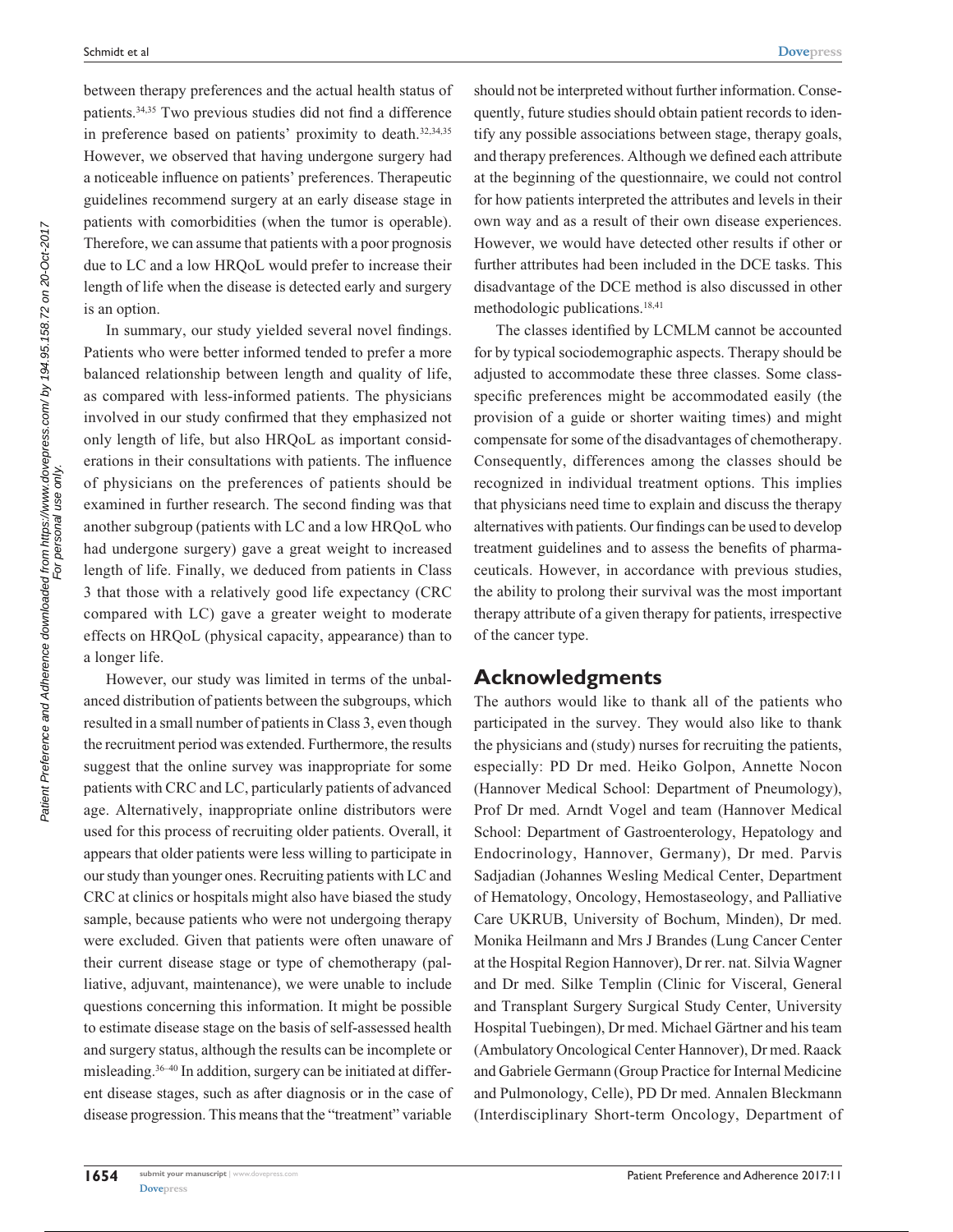between therapy preferences and the actual health status of patients.[34,35] Two previous studies did not find a difference in preference based on patients' proximity to death.[32,34,35] However, we observed that having undergone surgery had a noticeable influence on patients' preferences. Therapeutic guidelines recommend surgery at an early disease stage in patients with comorbidities (when the tumor is operable). Therefore, we can assume that patients with a poor prognosis due to LC and a low HRQoL would prefer to increase their length of life when the disease is detected early and surgery is an option.

In summary, our study yielded several novel findings. Patients who were better informed tended to prefer a more balanced relationship between length and quality of life, as compared with less-informed patients. The physicians involved in our study confirmed that they emphasized not only length of life, but also HRQoL as important considerations in their consultations with patients. The influence of physicians on the preferences of patients should be examined in further research. The second finding was that another subgroup (patients with LC and a low HRQoL who had undergone surgery) gave a great weight to increased length of life. Finally, we deduced from patients in Class 3 that those with a relatively good life expectancy (CRC compared with LC) gave a greater weight to moderate effects on HRQoL (physical capacity, appearance) than to a longer life.

However, our study was limited in terms of the unbalanced distribution of patients between the subgroups, which resulted in a small number of patients in Class 3, even though the recruitment period was extended. Furthermore, the results suggest that the online survey was inappropriate for some patients with CRC and LC, particularly patients of advanced age. Alternatively, inappropriate online distributors were used for this process of recruiting older patients. Overall, it appears that older patients were less willing to participate in our study than younger ones. Recruiting patients with LC and CRC at clinics or hospitals might also have biased the study sample, because patients who were not undergoing therapy were excluded. Given that patients were often unaware of their current disease stage or type of chemotherapy (palliative, adjuvant, maintenance), we were unable to include questions concerning this information. It might be possible to estimate disease stage on the basis of self-assessed health and surgery status, although the results can be incomplete or misleading.[36–40] In addition, surgery can be initiated at different disease stages, such as after diagnosis or in the case of disease progression. This means that the "treatment" variable should not be interpreted without further information. Consequently, future studies should obtain patient records to identify any possible associations between stage, therapy goals, and therapy preferences. Although we defined each attribute at the beginning of the questionnaire, we could not control for how patients interpreted the attributes and levels in their own way and as a result of their own disease experiences. However, we would have detected other results if other or further attributes had been included in the DCE tasks. This disadvantage of the DCE method is also discussed in other methodologic publications.[18,41]

The classes identified by LCMLM cannot be accounted for by typical sociodemographic aspects. Therapy should be adjusted to accommodate these three classes. Some class-specific preferences might be accommodated easily (the provision of a guide or shorter waiting times) and might compensate for some of the disadvantages of chemotherapy. Consequently, differences among the classes should be recognized in individual treatment options. This implies that physicians need time to explain and discuss the therapy alternatives with patients. Our findings can be used to develop treatment guidelines and to assess the benefits of pharmaceuticals. However, in accordance with previous studies, the ability to prolong their survival was the most important therapy attribute of a given therapy for patients, irrespective of the cancer type.

## Acknowledgments

The authors would like to thank all of the patients who participated in the survey. They would also like to thank the physicians and (study) nurses for recruiting the patients, especially: PD Dr med. Heiko Golpon, Annette Nocon (Hannover Medical School: Department of Pneumology), Prof Dr med. Arndt Vogel and team (Hannover Medical School: Department of Gastroenterology, Hepatology and Endocrinology, Hannover, Germany), Dr med. Parvis Sadjadian (Johannes Wesling Medical Center, Department of Hematology, Oncology, Hemostaseology, and Palliative Care UKRUB, University of Bochum, Minden), Dr med. Monika Heilmann and Mrs J Brandes (Lung Cancer Center at the Hospital Region Hannover), Dr rer. nat. Silvia Wagner and Dr med. Silke Templin (Clinic for Visceral, General and Transplant Surgery Surgical Study Center, University Hospital Tuebingen), Dr med. Michael Gärtner and his team (Ambulatory Oncological Center Hannover), Dr med. Raack and Gabriele Germann (Group Practice for Internal Medicine and Pulmonology, Celle), PD Dr med. Annalen Bleckmann (Interdisciplinary Short-term Oncology, Department of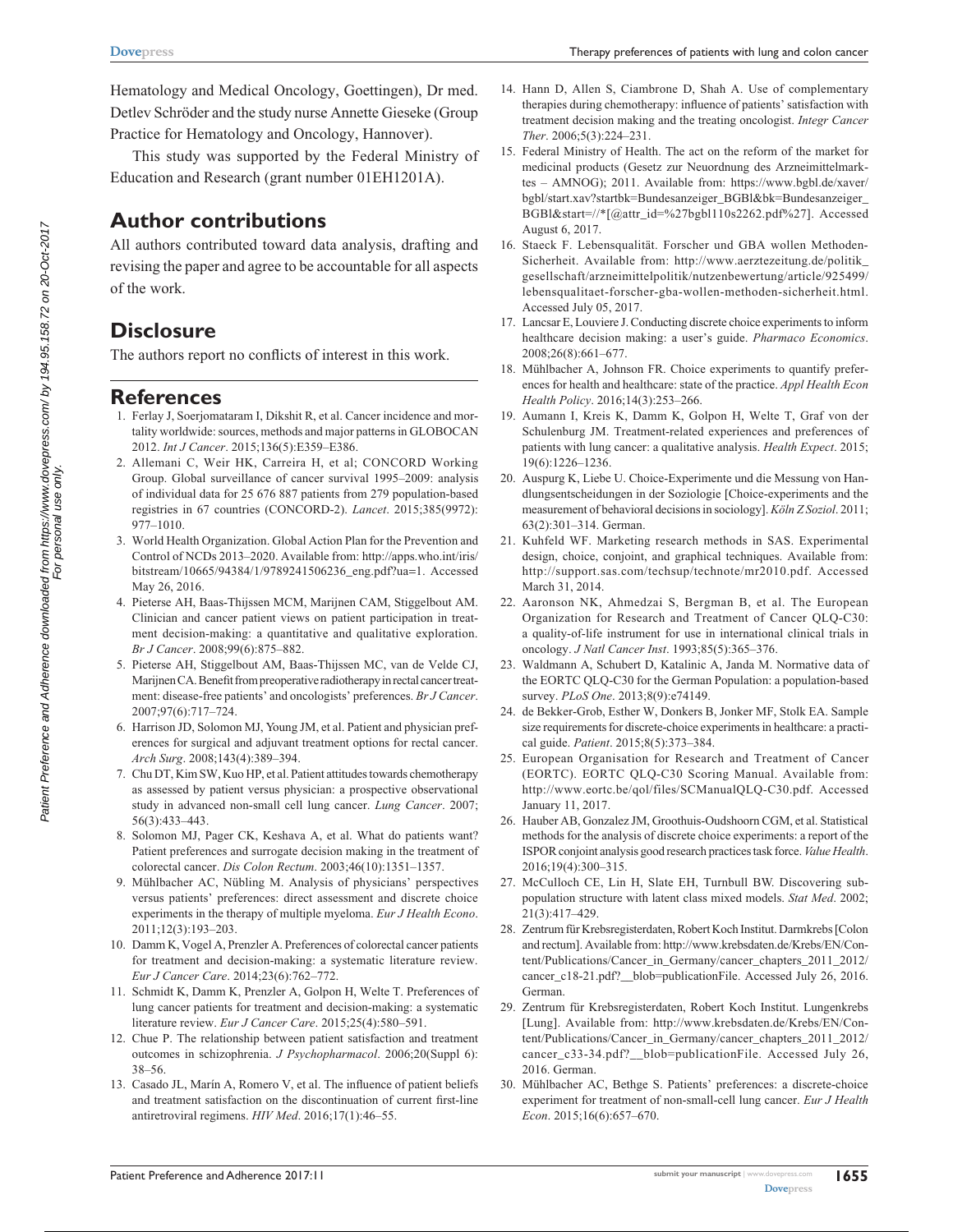Hematology and Medical Oncology, Goettingen), Dr med. Detlev Schröder and the study nurse Annette Gieseke (Group Practice for Hematology and Oncology, Hannover).

This study was supported by the Federal Ministry of Education and Research (grant number 01EH1201A).

## Author contributions

All authors contributed toward data analysis, drafting and revising the paper and agree to be accountable for all aspects of the work.

## Disclosure

The authors report no conflicts of interest in this work.

## References

1. Ferlay J, Soerjomataram I, Dikshit R, et al. Cancer incidence and mortality worldwide: sources, methods and major patterns in GLOBOCAN 2012. *Int J Cancer*. 2015;136(5):E359–E386.
2. Allemani C, Weir HK, Carreira H, et al; CONCORD Working Group. Global surveillance of cancer survival 1995–2009: analysis of individual data for 25 676 887 patients from 279 population-based registries in 67 countries (CONCORD-2). *Lancet*. 2015;385(9972):977–1010.
3. World Health Organization. Global Action Plan for the Prevention and Control of NCDs 2013–2020. Available from: http://apps.who.int/iris/bitstream/10665/94384/1/9789241506236_eng.pdf?ua=1. Accessed May 26, 2016.
4. Pieterse AH, Baas-Thijssen MCM, Marijnen CAM, Stiggelbout AM. Clinician and cancer patient views on patient participation in treatment decision-making: a quantitative and qualitative exploration. *Br J Cancer*. 2008;99(6):875–882.
5. Pieterse AH, Stiggelbout AM, Baas-Thijssen MC, van de Velde CJ, Marijnen CA. Benefit from preoperative radiotherapy in rectal cancer treatment: disease-free patients' and oncologists' preferences. *Br J Cancer*. 2007;97(6):717–724.
6. Harrison JD, Solomon MJ, Young JM, et al. Patient and physician preferences for surgical and adjuvant treatment options for rectal cancer. *Arch Surg*. 2008;143(4):389–394.
7. Chu DT, Kim SW, Kuo HP, et al. Patient attitudes towards chemotherapy as assessed by patient versus physician: a prospective observational study in advanced non-small cell lung cancer. *Lung Cancer*. 2007;56(3):433–443.
8. Solomon MJ, Pager CK, Keshava A, et al. What do patients want? Patient preferences and surrogate decision making in the treatment of colorectal cancer. *Dis Colon Rectum*. 2003;46(10):1351–1357.
9. Mühlbacher AC, Nübling M. Analysis of physicians' perspectives versus patients' preferences: direct assessment and discrete choice experiments in the therapy of multiple myeloma. *Eur J Health Econo*. 2011;12(3):193–203.
10. Damm K, Vogel A, Prenzler A. Preferences of colorectal cancer patients for treatment and decision-making: a systematic literature review. *Eur J Cancer Care*. 2014;23(6):762–772.
11. Schmidt K, Damm K, Prenzler A, Golpon H, Welte T. Preferences of lung cancer patients for treatment and decision-making: a systematic literature review. *Eur J Cancer Care*. 2015;25(4):580–591.
12. Chue P. The relationship between patient satisfaction and treatment outcomes in schizophrenia. *J Psychopharmacol*. 2006;20(Suppl 6):38–56.
13. Casado JL, Marín A, Romero V, et al. The influence of patient beliefs and treatment satisfaction on the discontinuation of current first-line antiretroviral regimens. *HIV Med*. 2016;17(1):46–55.
14. Hann D, Allen S, Ciambrone D, Shah A. Use of complementary therapies during chemotherapy: influence of patients' satisfaction with treatment decision making and the treating oncologist. *Integr Cancer Ther*. 2006;5(3):224–231.
15. Federal Ministry of Health. The act on the reform of the market for medicinal products (Gesetz zur Neuordnung des Arzneimittelmarktes – AMNOG); 2011. Available from: https://www.bgbl.de/xaver/bgbl/start.xav?startbk=Bundesanzeiger_BGBl&bk=Bundesanzeiger_BGBl&start=//*[@attr_id=%27bgbl110s2262.pdf%27]. Accessed August 6, 2017.
16. Staeck F. Lebensqualität. Forscher und GBA wollen Methoden-Sicherheit. Available from: http://www.aerztezeitung.de/politik_gesellschaft/arzneimittelpolitik/nutzenbewertung/article/925499/lebensqualitaet-forscher-gba-wollen-methoden-sicherheit.html. Accessed July 05, 2017.
17. Lancsar E, Louviere J. Conducting discrete choice experiments to inform healthcare decision making: a user's guide. *Pharmaco Economics*. 2008;26(8):661–677.
18. Mühlbacher A, Johnson FR. Choice experiments to quantify preferences for health and healthcare: state of the practice. *Appl Health Econ Health Policy*. 2016;14(3):253–266.
19. Aumann I, Kreis K, Damm K, Golpon H, Welte T, Graf von der Schulenburg JM. Treatment-related experiences and preferences of patients with lung cancer: a qualitative analysis. *Health Expect*. 2015;19(6):1226–1236.
20. Auspurg K, Liebe U. Choice-Experimente und die Messung von Handlungsentscheidungen in der Soziologie [Choice-experiments and the measurement of behavioral decisions in sociology]. *Köln Z Soziol*. 2011;63(2):301–314. German.
21. Kuhfeld WF. Marketing research methods in SAS. Experimental design, choice, conjoint, and graphical techniques. Available from: http://support.sas.com/techsup/technote/mr2010.pdf. Accessed March 31, 2014.
22. Aaronson NK, Ahmedzai S, Bergman B, et al. The European Organization for Research and Treatment of Cancer QLQ-C30: a quality-of-life instrument for use in international clinical trials in oncology. *J Natl Cancer Inst*. 1993;85(5):365–376.
23. Waldmann A, Schubert D, Katalinic A, Janda M. Normative data of the EORTC QLQ-C30 for the German Population: a population-based survey. *PLoS One*. 2013;8(9):e74149.
24. de Bekker-Grob, Esther W, Donkers B, Jonker MF, Stolk EA. Sample size requirements for discrete-choice experiments in healthcare: a practical guide. *Patient*. 2015;8(5):373–384.
25. European Organisation for Research and Treatment of Cancer (EORTC). EORTC QLQ-C30 Scoring Manual. Available from: http://www.eortc.be/qol/files/SCManualQLQ-C30.pdf. Accessed January 11, 2017.
26. Hauber AB, Gonzalez JM, Groothuis-Oudshoorn CGM, et al. Statistical methods for the analysis of discrete choice experiments: a report of the ISPOR conjoint analysis good research practices task force. *Value Health*. 2016;19(4):300–315.
27. McCulloch CE, Lin H, Slate EH, Turnbull BW. Discovering subpopulation structure with latent class mixed models. *Stat Med*. 2002;21(3):417–429.
28. Zentrum für Krebsregisterdaten, Robert Koch Institut. Darmkrebs [Colon and rectum]. Available from: http://www.krebsdaten.de/Krebs/EN/Content/Publications/Cancer_in_Germany/cancer_chapters_2011_2012/cancer_c18-21.pdf?__blob=publicationFile. Accessed July 26, 2016. German.
29. Zentrum für Krebsregisterdaten, Robert Koch Institut. Lungenkrebs [Lung]. Available from: http://www.krebsdaten.de/Krebs/EN/Content/Publications/Cancer_in_Germany/cancer_chapters_2011_2012/cancer_c33-34.pdf?__blob=publicationFile. Accessed July 26, 2016. German.
30. Mühlbacher AC, Bethge S. Patients' preferences: a discrete-choice experiment for treatment of non-small-cell lung cancer. *Eur J Health Econ*. 2015;16(6):657–670.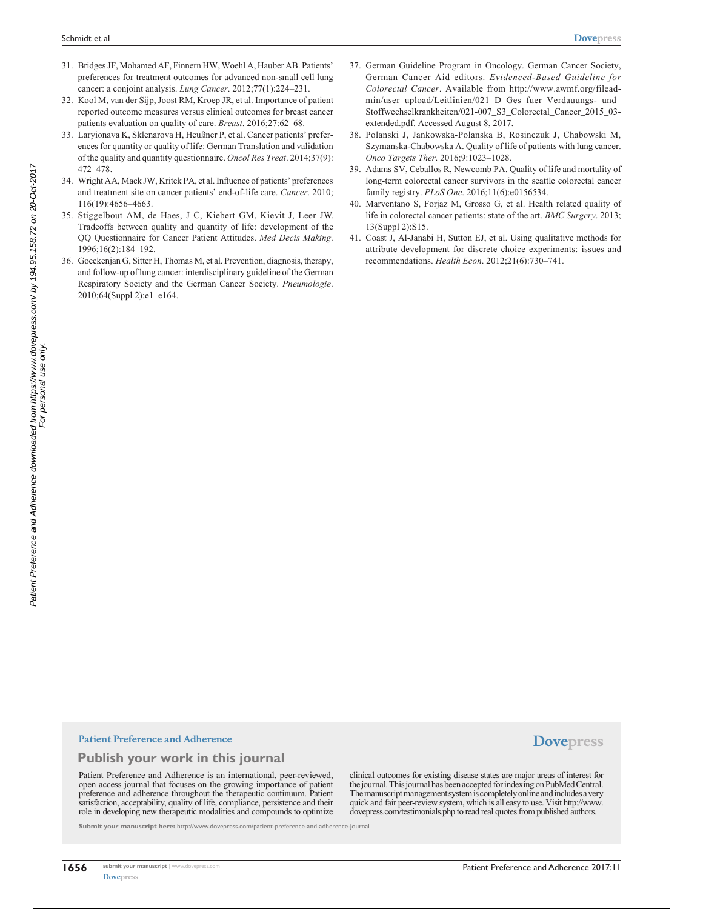31. Bridges JF, Mohamed AF, Finnern HW, Woehl A, Hauber AB. Patients' preferences for treatment outcomes for advanced non-small cell lung cancer: a conjoint analysis. *Lung Cancer*. 2012;77(1):224–231.
32. Kool M, van der Sijp, Joost RM, Kroep JR, et al. Importance of patient reported outcome measures versus clinical outcomes for breast cancer patients evaluation on quality of care. *Breast*. 2016;27:62–68.
33. Laryionava K, Sklenarova H, Heußner P, et al. Cancer patients' preferences for quantity or quality of life: German Translation and validation of the quality and quantity questionnaire. *Oncol Res Treat*. 2014;37(9): 472–478.
34. Wright AA, Mack JW, Kritek PA, et al. Influence of patients' preferences and treatment site on cancer patients' end-of-life care. *Cancer*. 2010; 116(19):4656–4663.
35. Stiggelbout AM, de Haes, J C, Kiebert GM, Kievit J, Leer JW. Tradeoffs between quality and quantity of life: development of the QQ Questionnaire for Cancer Patient Attitudes. *Med Decis Making*. 1996;16(2):184–192.
36. Goeckenjan G, Sitter H, Thomas M, et al. Prevention, diagnosis, therapy, and follow-up of lung cancer: interdisciplinary guideline of the German Respiratory Society and the German Cancer Society. *Pneumologie*. 2010;64(Suppl 2):e1–e164.
37. German Guideline Program in Oncology. German Cancer Society, German Cancer Aid editors. *Evidenced-Based Guideline for Colorectal Cancer*. Available from http://www.awmf.org/fileadmin/user_upload/Leitlinien/021_D_Ges_fuer_Verdauungs-_und_Stoffwechselkrankheiten/021-007_S3_Colorectal_Cancer_2015_03-extended.pdf. Accessed August 8, 2017.
38. Polanski J, Jankowska-Polanska B, Rosinczuk J, Chabowski M, Szymanska-Chabowska A. Quality of life of patients with lung cancer. *Onco Targets Ther*. 2016;9:1023–1028.
39. Adams SV, Ceballos R, Newcomb PA. Quality of life and mortality of long-term colorectal cancer survivors in the seattle colorectal cancer family registry. *PLoS One*. 2016;11(6):e0156534.
40. Marventano S, Forjaz M, Grosso G, et al. Health related quality of life in colorectal cancer patients: state of the art. *BMC Surgery*. 2013; 13(Suppl 2):S15.
41. Coast J, Al-Janabi H, Sutton EJ, et al. Using qualitative methods for attribute development for discrete choice experiments: issues and recommendations. *Health Econ*. 2012;21(6):730–741.

**Patient Preference and Adherence**

## Publish your work in this journal

Patient Preference and Adherence is an international, peer-reviewed, open access journal that focuses on the growing importance of patient preference and adherence throughout the therapeutic continuum. Patient satisfaction, acceptability, quality of life, compliance, persistence and their role in developing new therapeutic modalities and compounds to optimize clinical outcomes for existing disease states are major areas of interest for the journal. This journal has been accepted for indexing on PubMed Central. The manuscript management system is completely online and includes a very quick and fair peer-review system, which is all easy to use. Visit http://www.dovepress.com/testimonials.php to read real quotes from published authors.

**Submit your manuscript here:** http://www.dovepress.com/patient-preference-and-adherence-journal